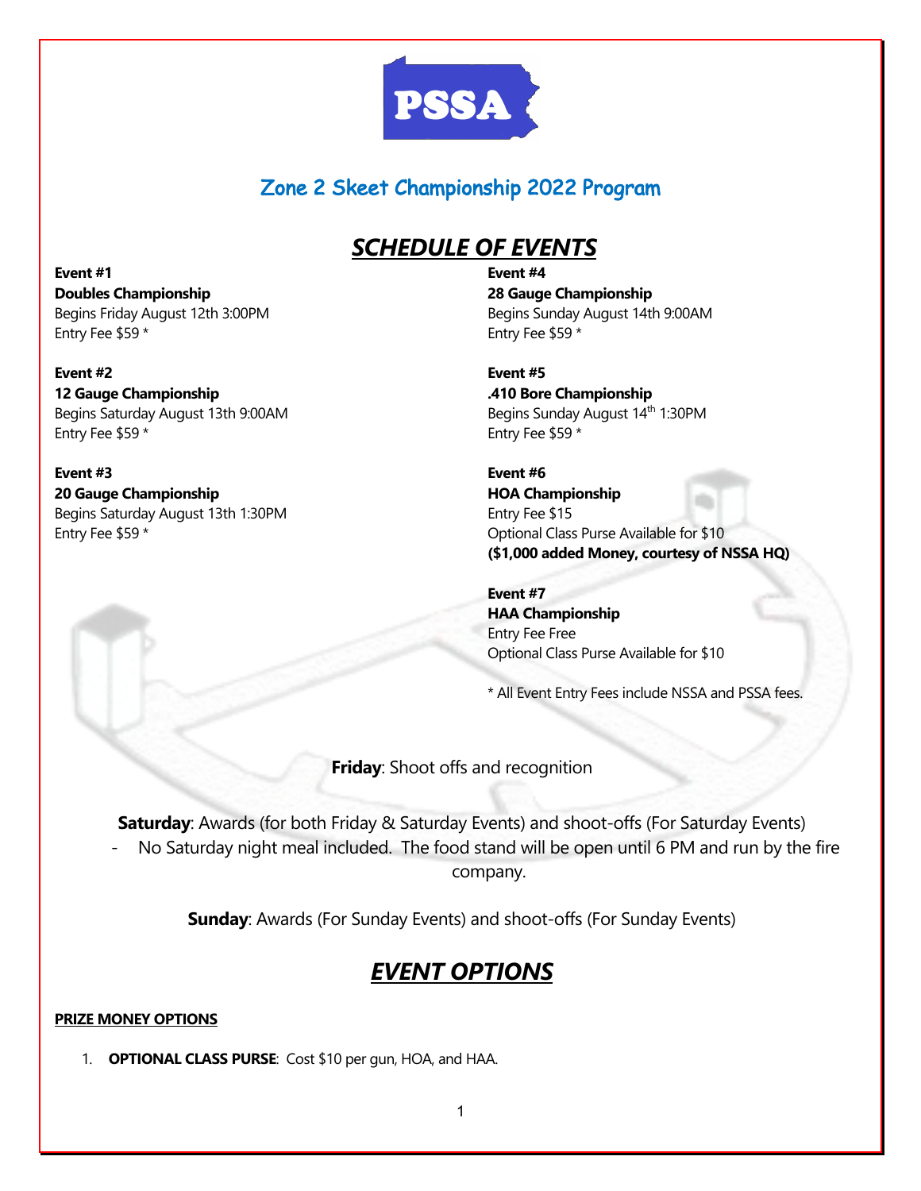PSSA

## Zone 2 Skeet Championship 2022 Program

# *SCHEDULE OF EVENTS*

**Event #1**
**Doubles Championship**
Begins Friday August 12th 3:00PM
Entry Fee $59 *

**Event #2**
**12 Gauge Championship**
Begins Saturday August 13th 9:00AM
Entry Fee $59 *

**Event #3**
**20 Gauge Championship**
Begins Saturday August 13th 1:30PM
Entry Fee $59 *

**Event #4**
**28 Gauge Championship**
Begins Sunday August 14th 9:00AM
Entry Fee $59 *

**Event #5**
**.410 Bore Championship**
Begins Sunday August 14th 1:30PM
Entry Fee $59 *

**Event #6**
**HOA Championship**
Entry Fee $15
Optional Class Purse Available for $10
**($1,000 added Money, courtesy of NSSA HQ)**

**Event #7**
**HAA Championship**
Entry Fee Free
Optional Class Purse Available for $10

* All Event Entry Fees include NSSA and PSSA fees.

**Friday**: Shoot offs and recognition

**Saturday**: Awards (for both Friday & Saturday Events) and shoot-offs (For Saturday Events)

- No Saturday night meal included. The food stand will be open until 6 PM and run by the fire company.

**Sunday**: Awards (For Sunday Events) and shoot-offs (For Sunday Events)

# *EVENT OPTIONS*

**PRIZE MONEY OPTIONS**

1. **OPTIONAL CLASS PURSE**: Cost $10 per gun, HOA, and HAA.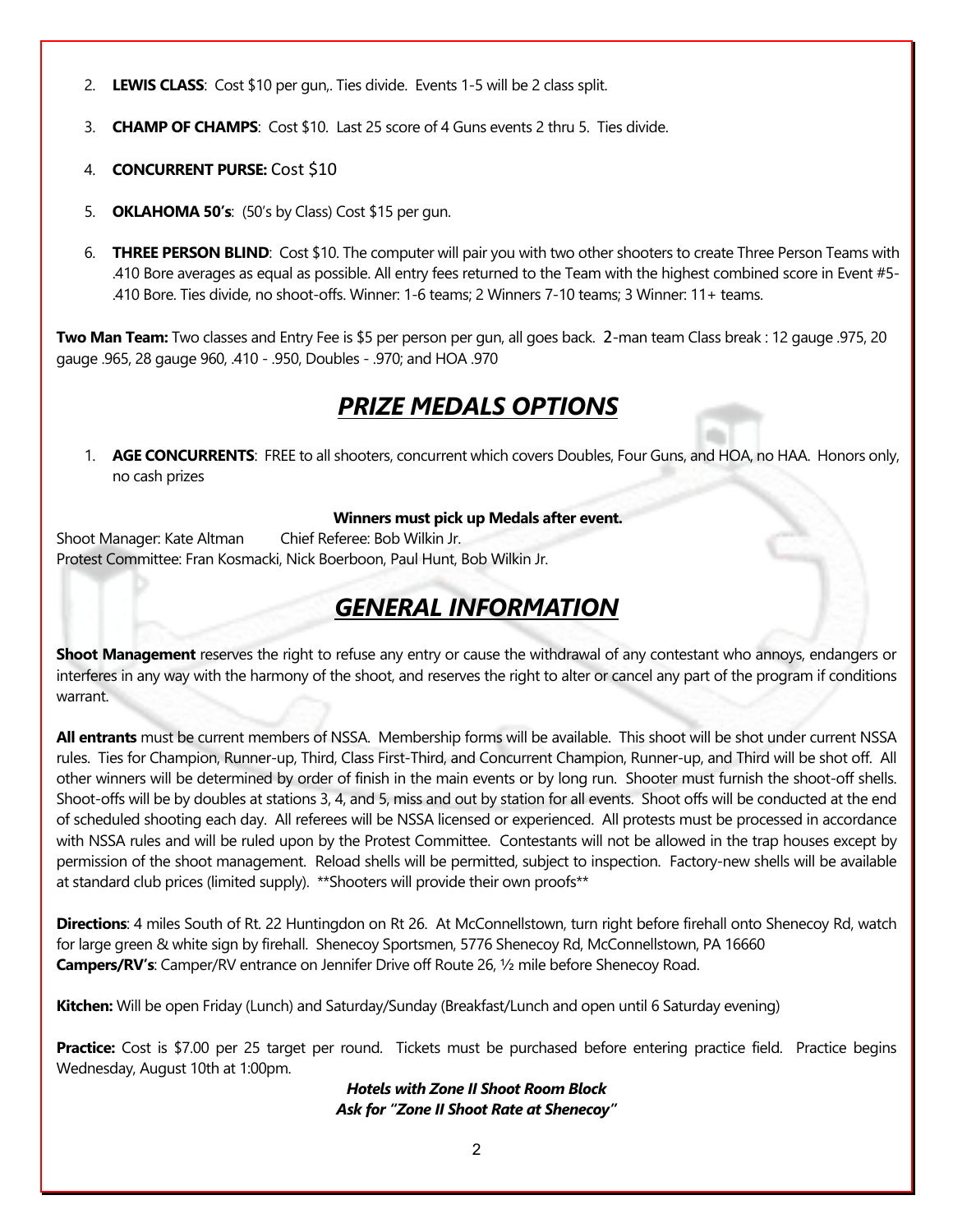2. **LEWIS CLASS**: Cost $10 per gun,. Ties divide. Events 1-5 will be 2 class split.
3. **CHAMP OF CHAMPS**: Cost $10. Last 25 score of 4 Guns events 2 thru 5. Ties divide.
4. **CONCURRENT PURSE:** Cost $10
5. **OKLAHOMA 50's**: (50's by Class) Cost $15 per gun.
6. **THREE PERSON BLIND**: Cost $10. The computer will pair you with two other shooters to create Three Person Teams with .410 Bore averages as equal as possible. All entry fees returned to the Team with the highest combined score in Event #5- .410 Bore. Ties divide, no shoot-offs. Winner: 1-6 teams; 2 Winners 7-10 teams; 3 Winner: 11+ teams.

**Two Man Team:** Two classes and Entry Fee is $5 per person per gun, all goes back. 2-man team Class break : 12 gauge .975, 20 gauge .965, 28 gauge 960, .410 - .950, Doubles - .970; and HOA .970

## *PRIZE MEDALS OPTIONS*

1. **AGE CONCURRENTS**: FREE to all shooters, concurrent which covers Doubles, Four Guns, and HOA, no HAA. Honors only, no cash prizes

**Winners must pick up Medals after event.**

Shoot Manager: Kate Altman Chief Referee: Bob Wilkin Jr.
Protest Committee: Fran Kosmacki, Nick Boerboon, Paul Hunt, Bob Wilkin Jr.

## *GENERAL INFORMATION*

**Shoot Management** reserves the right to refuse any entry or cause the withdrawal of any contestant who annoys, endangers or interferes in any way with the harmony of the shoot, and reserves the right to alter or cancel any part of the program if conditions warrant.

**All entrants** must be current members of NSSA. Membership forms will be available. This shoot will be shot under current NSSA rules. Ties for Champion, Runner-up, Third, Class First-Third, and Concurrent Champion, Runner-up, and Third will be shot off. All other winners will be determined by order of finish in the main events or by long run. Shooter must furnish the shoot-off shells. Shoot-offs will be by doubles at stations 3, 4, and 5, miss and out by station for all events. Shoot offs will be conducted at the end of scheduled shooting each day. All referees will be NSSA licensed or experienced. All protests must be processed in accordance with NSSA rules and will be ruled upon by the Protest Committee. Contestants will not be allowed in the trap houses except by permission of the shoot management. Reload shells will be permitted, subject to inspection. Factory-new shells will be available at standard club prices (limited supply). **Shooters will provide their own proofs**

**Directions**: 4 miles South of Rt. 22 Huntingdon on Rt 26. At McConnellstown, turn right before firehall onto Shenecoy Rd, watch for large green & white sign by firehall. Shenecoy Sportsmen, 5776 Shenecoy Rd, McConnellstown, PA 16660
**Campers/RV's**: Camper/RV entrance on Jennifer Drive off Route 26, ½ mile before Shenecoy Road.

**Kitchen:** Will be open Friday (Lunch) and Saturday/Sunday (Breakfast/Lunch and open until 6 Saturday evening)

**Practice:** Cost is $7.00 per 25 target per round. Tickets must be purchased before entering practice field. Practice begins Wednesday, August 10th at 1:00pm.

***Hotels with Zone II Shoot Room Block***
***Ask for "Zone II Shoot Rate at Shenecoy"***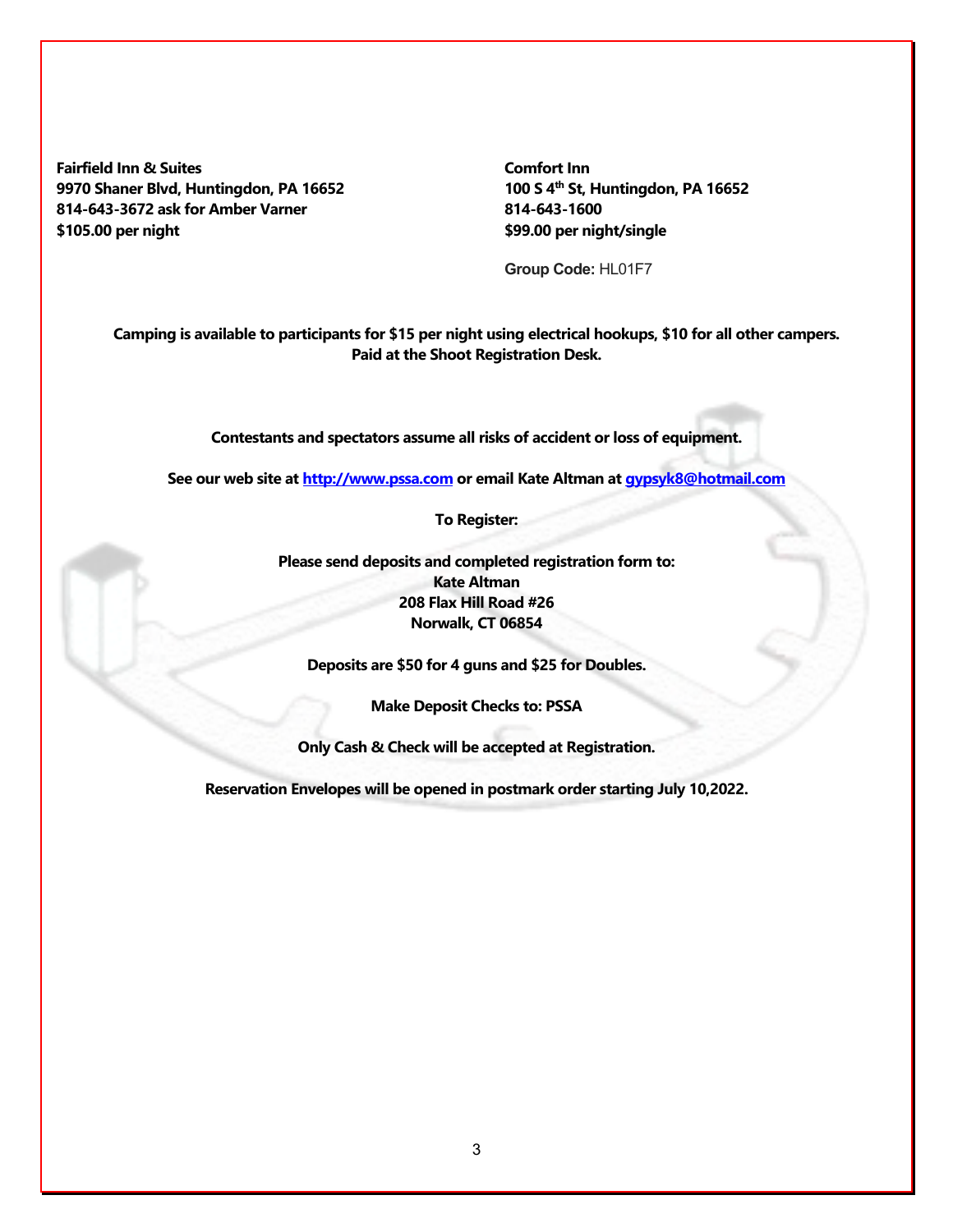**Fairfield Inn & Suites**
**9970 Shaner Blvd, Huntingdon, PA 16652**
**814-643-3672 ask for Amber Varner**
**$105.00 per night**

**Comfort Inn**
**100 S 4th St, Huntingdon, PA 16652**
**814-643-1600**
**$99.00 per night/single**

**Group Code:** HL01F7

**Camping is available to participants for $15 per night using electrical hookups, $10 for all other campers. Paid at the Shoot Registration Desk.**

**Contestants and spectators assume all risks of accident or loss of equipment.**

**See our web site at [http://www.pssa.com](http://www.pssa.com) or email Kate Altman at [gypsyk8@hotmail.com](mailto:gypsyk8@hotmail.com)**

**To Register:**

**Please send deposits and completed registration form to:**
**Kate Altman**
**208 Flax Hill Road #26**
**Norwalk, CT 06854**

**Deposits are $50 for 4 guns and $25 for Doubles.**

**Make Deposit Checks to: PSSA**

**Only Cash & Check will be accepted at Registration.**

**Reservation Envelopes will be opened in postmark order starting July 10,2022.**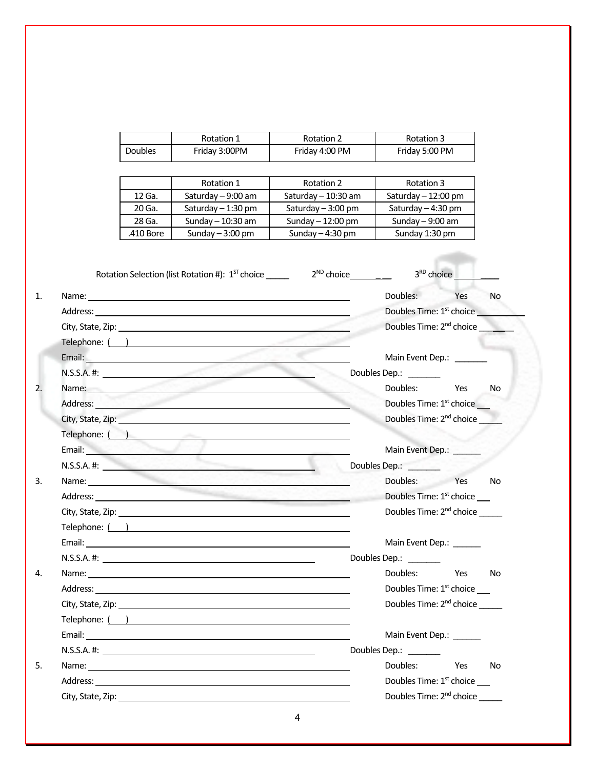|  | Rotation 1 | Rotation 2 | Rotation 3 |
|---|---|---|---|
| Doubles | Friday 3:00PM | Friday 4:00 PM | Friday 5:00 PM |

|  | Rotation 1 | Rotation 2 | Rotation 3 |
|---|---|---|---|
| 12 Ga. | Saturday – 9:00 am | Saturday – 10:30 am | Saturday – 12:00 pm |
| 20 Ga. | Saturday – 1:30 pm | Saturday – 3:00 pm | Saturday – 4:30 pm |
| 28 Ga. | Sunday – 10:30 am | Sunday – 12:00 pm | Sunday – 9:00 am |
| .410 Bore | Sunday – 3:00 pm | Sunday – 4:30 pm | Sunday 1:30 pm |

Rotation Selection (list Rotation #): 1[ST] choice _____ 2[ND] choice________ 3[RD] choice ________

1. Name: ____________________ Doubles: Yes No
   Address: ____________________ Doubles Time: 1[st] choice __________
   City, State, Zip: ____________________ Doubles Time: 2[nd] choice _______
   Telephone: ( ) ____________________
   Email: ____________________ Main Event Dep.: _______
   N.S.S.A. #: ____________________ Doubles Dep.: _______

2. Name: ____________________ Doubles: Yes No
   Address: ____________________ Doubles Time: 1[st] choice ___
   City, State, Zip: ____________________ Doubles Time: 2[nd] choice _____
   Telephone: ( ) ____________________
   Email: ____________________ Main Event Dep.: ______
   N.S.S.A. #: ____________________ Doubles Dep.: _______

3. Name: ____________________ Doubles: Yes No
   Address: ____________________ Doubles Time: 1[st] choice ___
   City, State, Zip: ____________________ Doubles Time: 2[nd] choice _____
   Telephone: ( ) ____________________
   Email: ____________________ Main Event Dep.: ______
   N.S.S.A. #: ____________________ Doubles Dep.: _______

4. Name: ____________________ Doubles: Yes No
   Address: ____________________ Doubles Time: 1[st] choice ___
   City, State, Zip: ____________________ Doubles Time: 2[nd] choice _____
   Telephone: ( ) ____________________
   Email: ____________________ Main Event Dep.: ______
   N.S.S.A. #: ____________________ Doubles Dep.: _______

5. Name: ____________________ Doubles: Yes No
   Address: ____________________ Doubles Time: 1[st] choice ___
   City, State, Zip: ____________________ Doubles Time: 2[nd] choice _____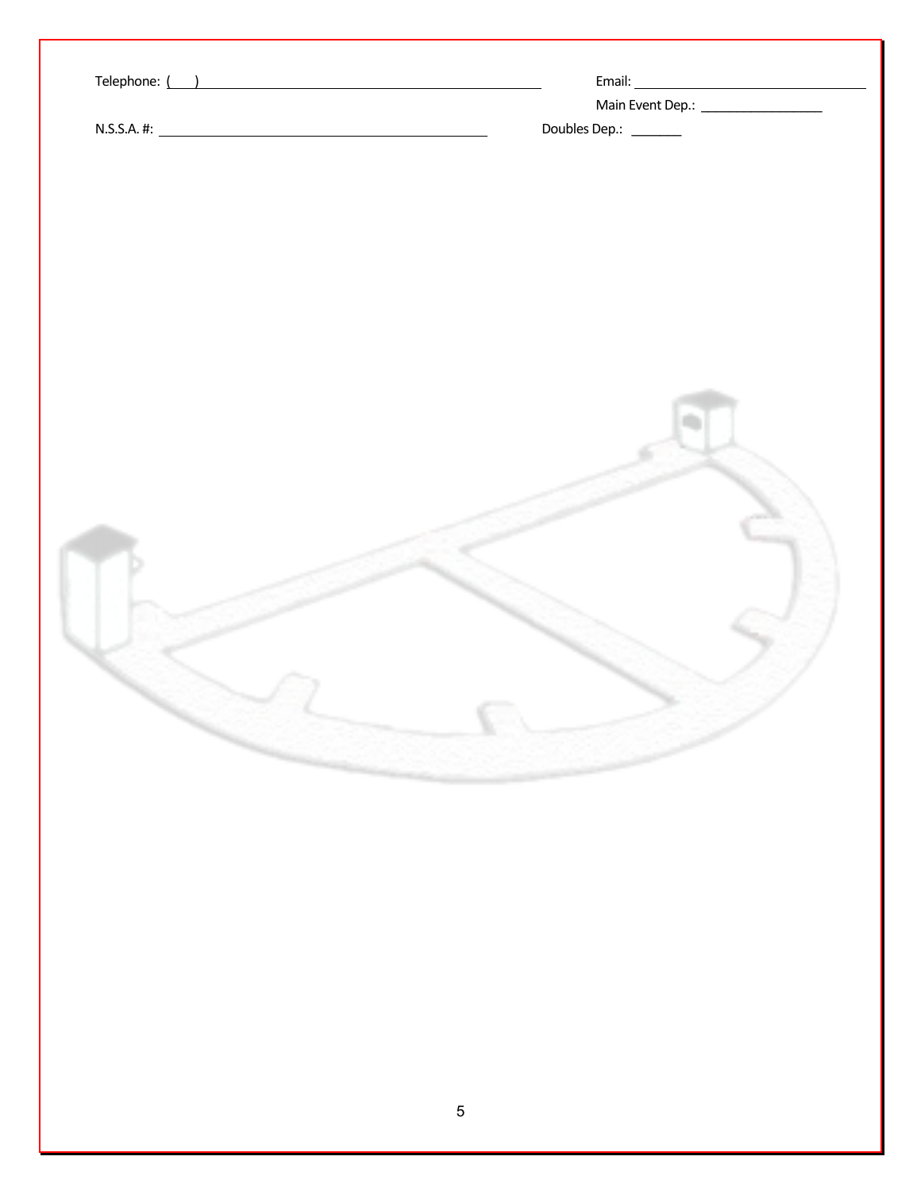Telephone: ( ) ______________________________________________ Email: ______________________________

Main Event Dep.: ________________

N.S.S.A. #: ____________________________________________ Doubles Dep.: ______